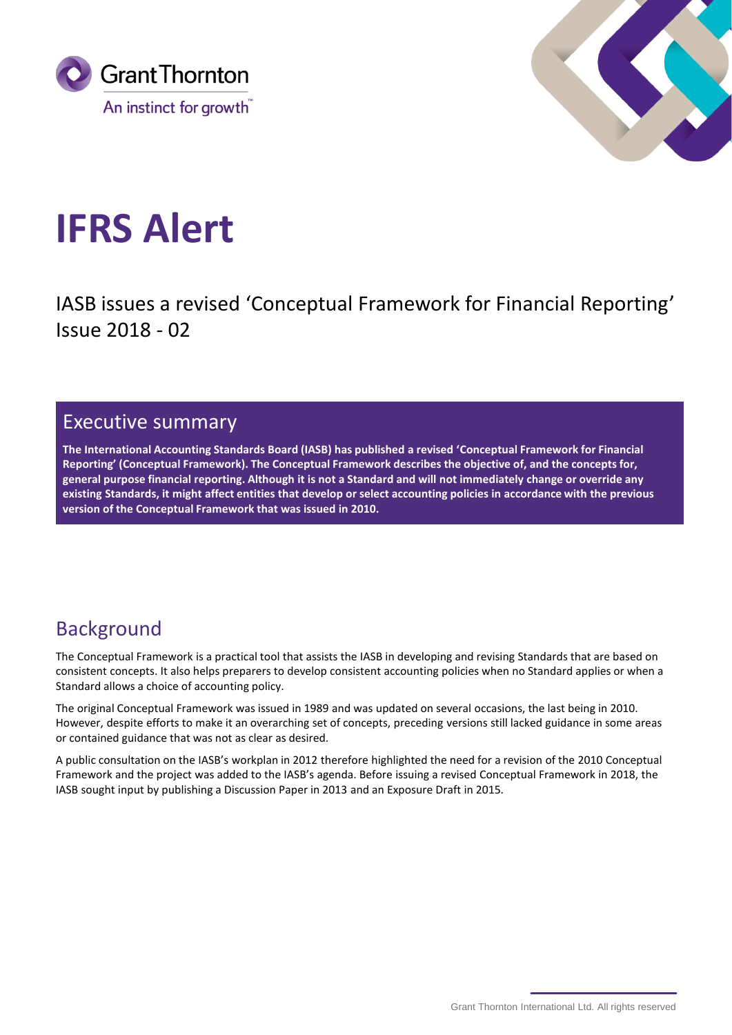# IFRS Alert

IASB issues a revised 'Conceptual Framework for Financial Reporting' Issue 2018 - 02

## Executive summary

**The International Accounting Standards Board (IASB) has published a revised 'Conceptual Framework for Financial Reporting' (Conceptual Framework). The Conceptual Framework describes the objective of, and the concepts for, general purpose financial reporting. Although it is not a Standard and will not immediately change or override any existing Standards, it might affect entities that develop or select accounting policies in accordance with the previous version of the Conceptual Framework that was issued in 2010.**

## Background

The Conceptual Framework is a practical tool that assists the IASB in developing and revising Standards that are based on consistent concepts. It also helps preparers to develop consistent accounting policies when no Standard applies or when a Standard allows a choice of accounting policy.

The original Conceptual Framework was issued in 1989 and was updated on several occasions, the last being in 2010. However, despite efforts to make it an overarching set of concepts, preceding versions still lacked guidance in some areas or contained guidance that was not as clear as desired.

A public consultation on the IASB's workplan in 2012 therefore highlighted the need for a revision of the 2010 Conceptual Framework and the project was added to the IASB's agenda. Before issuing a revised Conceptual Framework in 2018, the IASB sought input by publishing a Discussion Paper in 2013 and an Exposure Draft in 2015.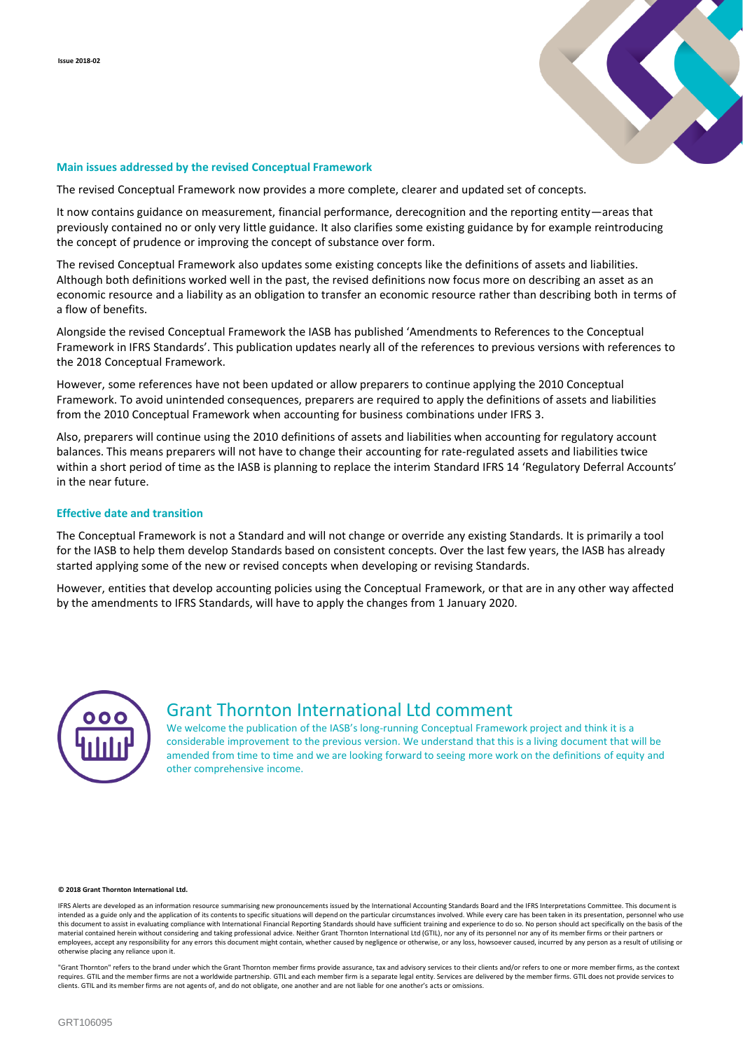## Main issues addressed by the revised Conceptual Framework

The revised Conceptual Framework now provides a more complete, clearer and updated set of concepts.

It now contains guidance on measurement, financial performance, derecognition and the reporting entity—areas that previously contained no or only very little guidance. It also clarifies some existing guidance by for example reintroducing the concept of prudence or improving the concept of substance over form.

The revised Conceptual Framework also updates some existing concepts like the definitions of assets and liabilities. Although both definitions worked well in the past, the revised definitions now focus more on describing an asset as an economic resource and a liability as an obligation to transfer an economic resource rather than describing both in terms of a flow of benefits.

Alongside the revised Conceptual Framework the IASB has published 'Amendments to References to the Conceptual Framework in IFRS Standards'. This publication updates nearly all of the references to previous versions with references to the 2018 Conceptual Framework.

However, some references have not been updated or allow preparers to continue applying the 2010 Conceptual Framework. To avoid unintended consequences, preparers are required to apply the definitions of assets and liabilities from the 2010 Conceptual Framework when accounting for business combinations under IFRS 3.

Also, preparers will continue using the 2010 definitions of assets and liabilities when accounting for regulatory account balances. This means preparers will not have to change their accounting for rate-regulated assets and liabilities twice within a short period of time as the IASB is planning to replace the interim Standard IFRS 14 'Regulatory Deferral Accounts' in the near future.

## Effective date and transition

The Conceptual Framework is not a Standard and will not change or override any existing Standards. It is primarily a tool for the IASB to help them develop Standards based on consistent concepts. Over the last few years, the IASB has already started applying some of the new or revised concepts when developing or revising Standards.

However, entities that develop accounting policies using the Conceptual Framework, or that are in any other way affected by the amendments to IFRS Standards, will have to apply the changes from 1 January 2020.

## Grant Thornton International Ltd comment

We welcome the publication of the IASB's long-running Conceptual Framework project and think it is a considerable improvement to the previous version. We understand that this is a living document that will be amended from time to time and we are looking forward to seeing more work on the definitions of equity and other comprehensive income.

**© 2018 Grant Thornton International Ltd.**

IFRS Alerts are developed as an information resource summarising new pronouncements issued by the International Accounting Standards Board and the IFRS Interpretations Committee. This document is intended as a guide only and the application of its contents to specific situations will depend on the particular circumstances involved. While every care has been taken in its presentation, personnel who use this document to assist in evaluating compliance with International Financial Reporting Standards should have sufficient training and experience to do so. No person should act specifically on the basis of the material contained herein without considering and taking professional advice. Neither Grant Thornton International Ltd (GTIL), nor any of its personnel nor any of its member firms or their partners or employees, accept any responsibility for any errors this document might contain, whether caused by negligence or otherwise, or any loss, howsoever caused, incurred by any person as a result of utilising or otherwise placing any reliance upon it.

"Grant Thornton" refers to the brand under which the Grant Thornton member firms provide assurance, tax and advisory services to their clients and/or refers to one or more member firms, as the context requires. GTIL and the member firms are not a worldwide partnership. GTIL and each member firm is a separate legal entity. Services are delivered by the member firms. GTIL does not provide services to clients. GTIL and its member firms are not agents of, and do not obligate, one another and are not liable for one another's acts or omissions.

GRT106095